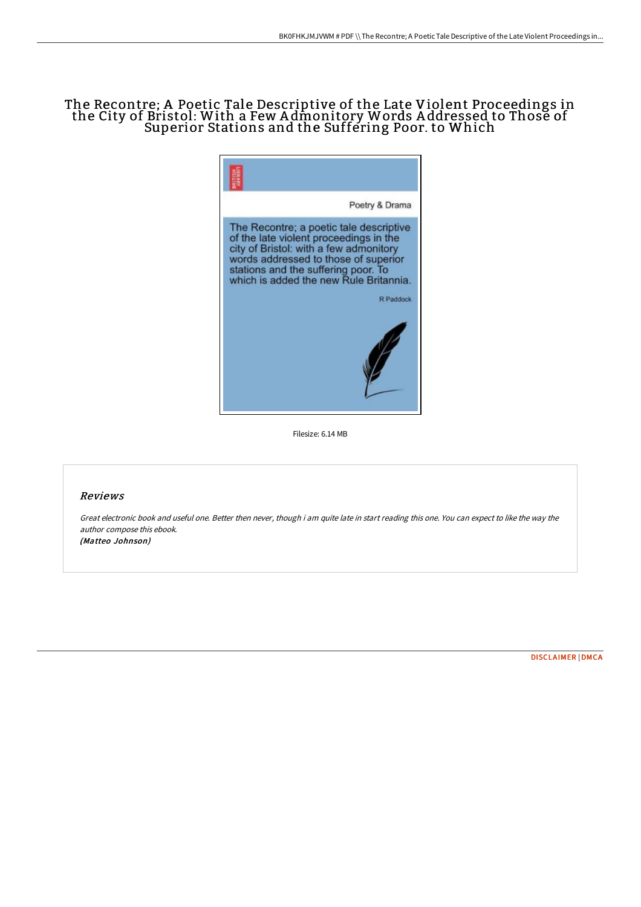# The Recontre; A Poetic Tale Descriptive of the Late Violent Proceedings in the City of Bristol: With a Few Admonitory Words Addressed to Those of Superior Stations and the Suffering Poor. to Which

Filesize: 6.14 MB

## *Reviews*

*Great electronic book and useful one. Better then never, though i am quite late in start reading this one. You can expect to like the way the author compose this ebook.*
***(Matteo Johnson)***

[DISCLAIMER](#) | [DMCA](#)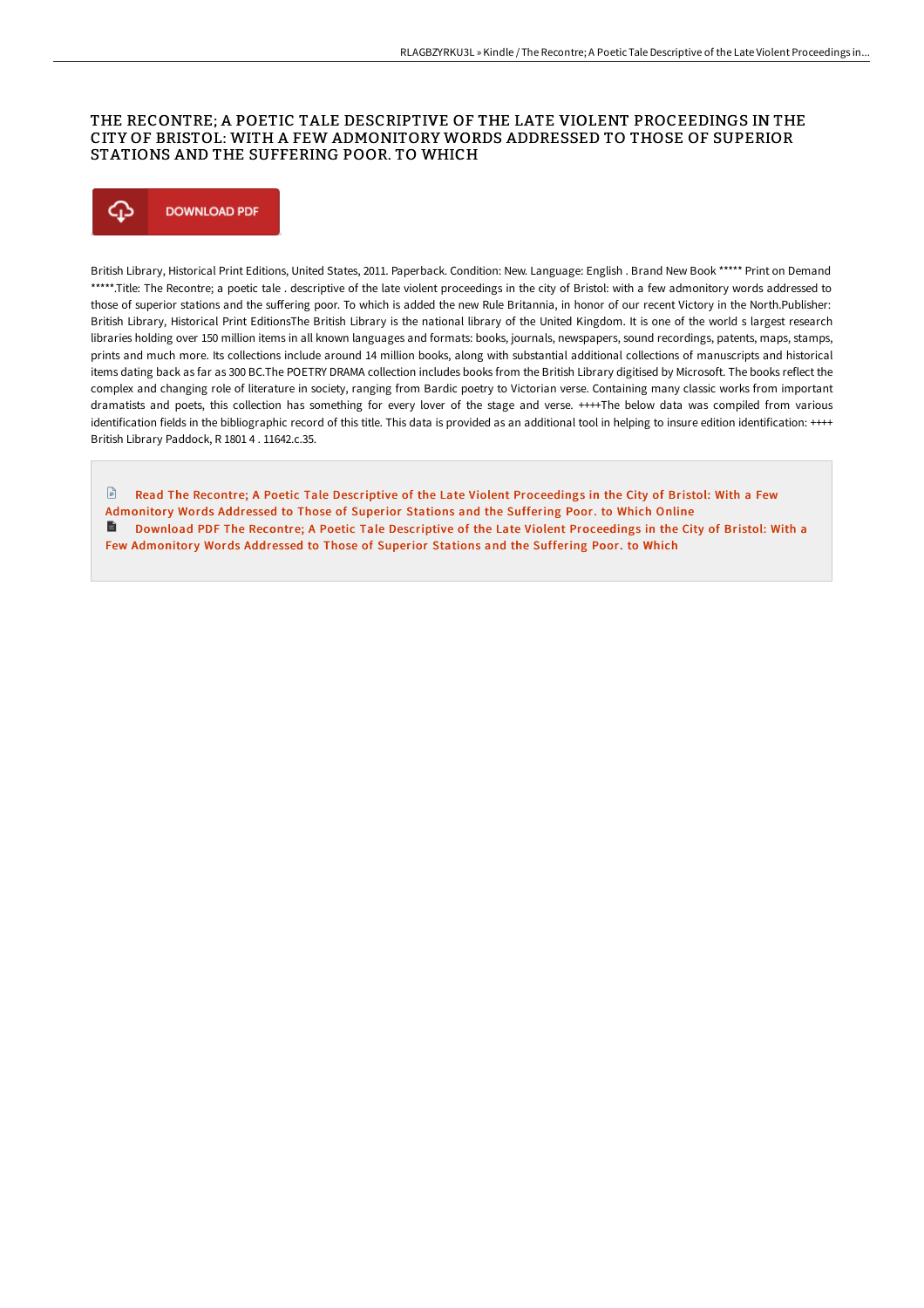# THE RECONTRE; A POETIC TALE DESCRIPTIVE OF THE LATE VIOLENT PROCEEDINGS IN THE CITY OF BRISTOL: WITH A FEW ADMONITORY WORDS ADDRESSED TO THOSE OF SUPERIOR STATIONS AND THE SUFFERING POOR. TO WHICH

DOWNLOAD PDF

British Library, Historical Print Editions, United States, 2011. Paperback. Condition: New. Language: English . Brand New Book ***** Print on Demand *****.Title: The Recontre; a poetic tale . descriptive of the late violent proceedings in the city of Bristol: with a few admonitory words addressed to those of superior stations and the suffering poor. To which is added the new Rule Britannia, in honor of our recent Victory in the North.Publisher: British Library, Historical Print EditionsThe British Library is the national library of the United Kingdom. It is one of the world s largest research libraries holding over 150 million items in all known languages and formats: books, journals, newspapers, sound recordings, patents, maps, stamps, prints and much more. Its collections include around 14 million books, along with substantial additional collections of manuscripts and historical items dating back as far as 300 BC.The POETRY DRAMA collection includes books from the British Library digitised by Microsoft. The books reflect the complex and changing role of literature in society, ranging from Bardic poetry to Victorian verse. Containing many classic works from important dramatists and poets, this collection has something for every lover of the stage and verse. ++++The below data was compiled from various identification fields in the bibliographic record of this title. This data is provided as an additional tool in helping to insure edition identification: ++++ British Library Paddock, R 1801 4 . 11642.c.35.

Read The Recontre; A Poetic Tale Descriptive of the Late Violent Proceedings in the City of Bristol: With a Few Admonitory Words Addressed to Those of Superior Stations and the Suffering Poor. to Which Online

Download PDF The Recontre; A Poetic Tale Descriptive of the Late Violent Proceedings in the City of Bristol: With a Few Admonitory Words Addressed to Those of Superior Stations and the Suffering Poor. to Which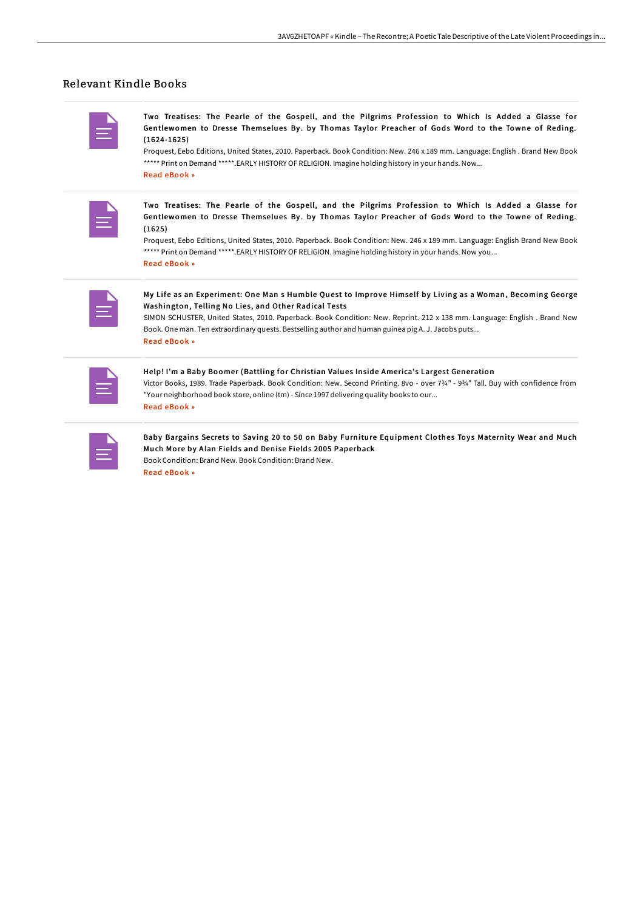## Relevant Kindle Books

**Two Treatises: The Pearle of the Gospell, and the Pilgrims Profession to Which Is Added a Glasse for Gentlewomen to Dresse Themselues By. by Thomas Taylor Preacher of Gods Word to the Towne of Reding. (1624-1625)**

Proquest, Eebo Editions, United States, 2010. Paperback. Book Condition: New. 246 x 189 mm. Language: English . Brand New Book ***** Print on Demand *****.EARLY HISTORY OF RELIGION. Imagine holding history in your hands. Now...

Read eBook »

**Two Treatises: The Pearle of the Gospell, and the Pilgrims Profession to Which Is Added a Glasse for Gentlewomen to Dresse Themselues By. by Thomas Taylor Preacher of Gods Word to the Towne of Reding. (1625)**

Proquest, Eebo Editions, United States, 2010. Paperback. Book Condition: New. 246 x 189 mm. Language: English Brand New Book ***** Print on Demand *****.EARLY HISTORY OF RELIGION. Imagine holding history in your hands. Now you...

Read eBook »

**My Life as an Experiment: One Man s Humble Quest to Improve Himself by Living as a Woman, Becoming George Washington, Telling No Lies, and Other Radical Tests**

SIMON SCHUSTER, United States, 2010. Paperback. Book Condition: New. Reprint. 212 x 138 mm. Language: English . Brand New Book. One man. Ten extraordinary quests. Bestselling author and human guinea pig A. J. Jacobs puts...

Read eBook »

**Help! I'm a Baby Boomer (Battling for Christian Values Inside America's Largest Generation**

Victor Books, 1989. Trade Paperback. Book Condition: New. Second Printing. 8vo - over 7¾" - 9¾" Tall. Buy with confidence from "Your neighborhood book store, online (tm) - Since 1997 delivering quality books to our...

Read eBook »

**Baby Bargains Secrets to Saving 20 to 50 on Baby Furniture Equipment Clothes Toys Maternity Wear and Much Much More by Alan Fields and Denise Fields 2005 Paperback**

Book Condition: Brand New. Book Condition: Brand New.

Read eBook »